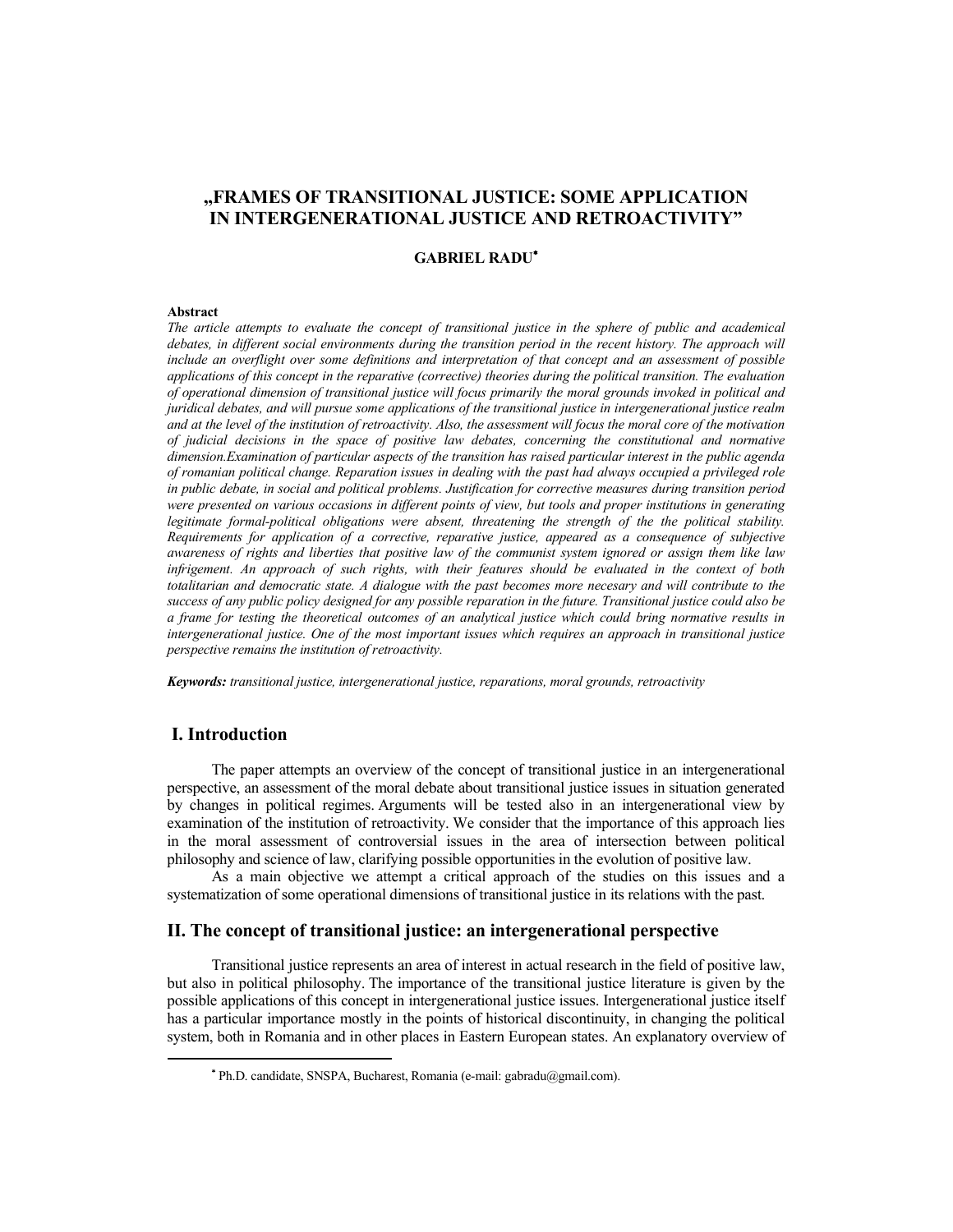# „FRAMES OF TRANSITIONAL JUSTICE: SOME APPLICATION IN INTERGENERATIONAL JUSTICE AND RETROACTIVITY"

**GABRIEL RADU**[*]

**Abstract**

*The article attempts to evaluate the concept of transitional justice in the sphere of public and academical debates, in different social environments during the transition period in the recent history. The approach will include an overflight over some definitions and interpretation of that concept and an assessment of possible applications of this concept in the reparative (corrective) theories during the political transition. The evaluation of operational dimension of transitional justice will focus primarily the moral grounds invoked in political and juridical debates, and will pursue some applications of the transitional justice in intergenerational justice realm and at the level of the institution of retroactivity. Also, the assessment will focus the moral core of the motivation of judicial decisions in the space of positive law debates, concerning the constitutional and normative dimension.Examination of particular aspects of the transition has raised particular interest in the public agenda of romanian political change. Reparation issues in dealing with the past had always occupied a privileged role in public debate, in social and political problems. Justification for corrective measures during transition period were presented on various occasions in different points of view, but tools and proper institutions in generating legitimate formal-political obligations were absent, threatening the strength of the the political stability. Requirements for application of a corrective, reparative justice, appeared as a consequence of subjective awareness of rights and liberties that positive law of the communist system ignored or assign them like law infrigement. An approach of such rights, with their features should be evaluated in the context of both totalitarian and democratic state. A dialogue with the past becomes more necesary and will contribute to the success of any public policy designed for any possible reparation in the future. Transitional justice could also be a frame for testing the theoretical outcomes of an analytical justice which could bring normative results in intergenerational justice. One of the most important issues which requires an approach in transitional justice perspective remains the institution of retroactivity.*

***Keywords:*** *transitional justice, intergenerational justice, reparations, moral grounds, retroactivity*

## I. Introduction

The paper attempts an overview of the concept of transitional justice in an intergenerational perspective, an assessment of the moral debate about transitional justice issues in situation generated by changes in political regimes. Arguments will be tested also in an intergenerational view by examination of the institution of retroactivity. We consider that the importance of this approach lies in the moral assessment of controversial issues in the area of intersection between political philosophy and science of law, clarifying possible opportunities in the evolution of positive law.

As a main objective we attempt a critical approach of the studies on this issues and a systematization of some operational dimensions of transitional justice in its relations with the past.

## II. The concept of transitional justice: an intergenerational perspective

Transitional justice represents an area of interest in actual research in the field of positive law, but also in political philosophy. The importance of the transitional justice literature is given by the possible applications of this concept in intergenerational justice issues. Intergenerational justice itself has a particular importance mostly in the points of historical discontinuity, in changing the political system, both in Romania and in other places in Eastern European states. An explanatory overview of

[*] Ph.D. candidate, SNSPA, Bucharest, Romania (e-mail: gabradu@gmail.com).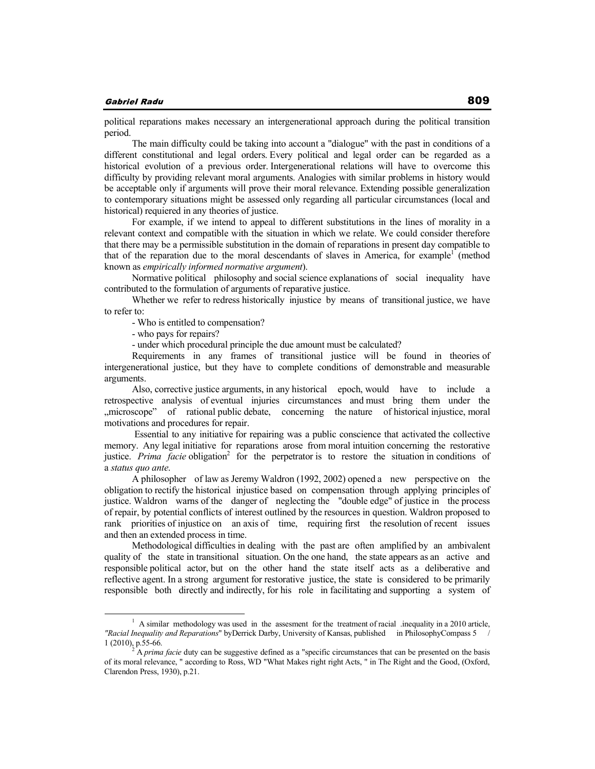political reparations makes necessary an intergenerational approach during the political transition period.

The main difficulty could be taking into account a "dialogue" with the past in conditions of a different constitutional and legal orders. Every political and legal order can be regarded as a historical evolution of a previous order. Intergenerational relations will have to overcome this difficulty by providing relevant moral arguments. Analogies with similar problems in history would be acceptable only if arguments will prove their moral relevance. Extending possible generalization to contemporary situations might be assessed only regarding all particular circumstances (local and historical) requiered in any theories of justice.

For example, if we intend to appeal to different substitutions in the lines of morality in a relevant context and compatible with the situation in which we relate. We could consider therefore that there may be a permissible substitution in the domain of reparations in present day compatible to that of the reparation due to the moral descendants of slaves in America, for example[1] (method known as *empirically informed normative argument*).

Normative political philosophy and social science explanations of social inequality have contributed to the formulation of arguments of reparative justice.

Whether we refer to redress historically injustice by means of transitional justice, we have to refer to:

- Who is entitled to compensation?
- who pays for repairs?
- under which procedural principle the due amount must be calculated?

Requirements in any frames of transitional justice will be found in theories of intergenerational justice, but they have to complete conditions of demonstrable and measurable arguments.

Also, corrective justice arguments, in any historical epoch, would have to include a retrospective analysis of eventual injuries circumstances and must bring them under the „microscope" of rational public debate, concerning the nature of historical injustice, moral motivations and procedures for repair.

Essential to any initiative for repairing was a public conscience that activated the collective memory. Any legal initiative for reparations arose from moral intuition concerning the restorative justice. *Prima facie* obligation[2] for the perpetrator is to restore the situation in conditions of a *status quo ante*.

A philosopher of law as Jeremy Waldron (1992, 2002) opened a new perspective on the obligation to rectify the historical injustice based on compensation through applying principles of justice. Waldron warns of the danger of neglecting the "double edge" of justice in the process of repair, by potential conflicts of interest outlined by the resources in question. Waldron proposed to rank priorities of injustice on an axis of time, requiring first the resolution of recent issues and then an extended process in time.

Methodological difficulties in dealing with the past are often amplified by an ambivalent quality of the state in transitional situation. On the one hand, the state appears as an active and responsible political actor, but on the other hand the state itself acts as a deliberative and reflective agent. In a strong argument for restorative justice, the state is considered to be primarily responsible both directly and indirectly, for his role in facilitating and supporting a system of

---

[1] A similar methodology was used in the assesment for the treatment of racial .inequality in a 2010 article, *"Racial Inequality and Reparations*" byDerrick Darby, University of Kansas, published in PhilosophyCompass 5 / 1 (2010), p.55-66.

[2] A *prima facie* duty can be suggestive defined as a "specific circumstances that can be presented on the basis of its moral relevance, " according to Ross, WD "What Makes right right Acts, " in The Right and the Good, (Oxford, Clarendon Press, 1930), p.21.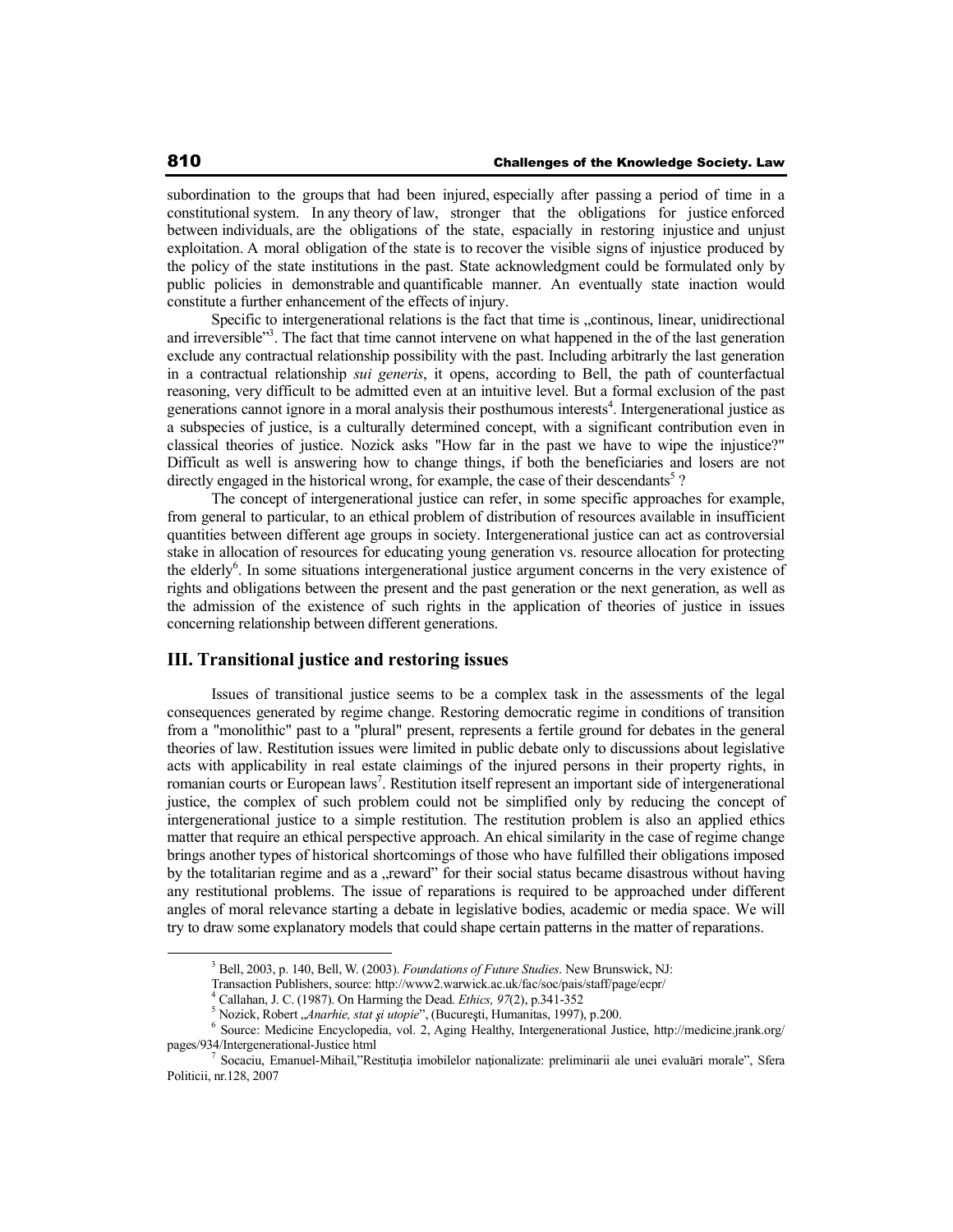subordination to the groups that had been injured, especially after passing a period of time in a constitutional system. In any theory of law, stronger that the obligations for justice enforced between individuals, are the obligations of the state, espacially in restoring injustice and unjust exploitation. A moral obligation of the state is to recover the visible signs of injustice produced by the policy of the state institutions in the past. State acknowledgment could be formulated only by public policies in demonstrable and quantificable manner. An eventually state inaction would constitute a further enhancement of the effects of injury.

Specific to intergenerational relations is the fact that time is „continous, linear, unidirectional and irreversible"[3]. The fact that time cannot intervene on what happened in the of the last generation exclude any contractual relationship possibility with the past. Including arbitrarly the last generation in a contractual relationship *sui generis*, it opens, according to Bell, the path of counterfactual reasoning, very difficult to be admitted even at an intuitive level. But a formal exclusion of the past generations cannot ignore in a moral analysis their posthumous interests[4]. Intergenerational justice as a subspecies of justice, is a culturally determined concept, with a significant contribution even in classical theories of justice. Nozick asks "How far in the past we have to wipe the injustice?" Difficult as well is answering how to change things, if both the beneficiaries and losers are not directly engaged in the historical wrong, for example, the case of their descendants[5] ?

The concept of intergenerational justice can refer, in some specific approaches for example, from general to particular, to an ethical problem of distribution of resources available in insufficient quantities between different age groups in society. Intergenerational justice can act as controversial stake in allocation of resources for educating young generation vs. resource allocation for protecting the elderly[6]. In some situations intergenerational justice argument concerns in the very existence of rights and obligations between the present and the past generation or the next generation, as well as the admission of the existence of such rights in the application of theories of justice in issues concerning relationship between different generations.

## III. Transitional justice and restoring issues

Issues of transitional justice seems to be a complex task in the assessments of the legal consequences generated by regime change. Restoring democratic regime in conditions of transition from a "monolithic" past to a "plural" present, represents a fertile ground for debates in the general theories of law. Restitution issues were limited in public debate only to discussions about legislative acts with applicability in real estate claimings of the injured persons in their property rights, in romanian courts or European laws[7]. Restitution itself represent an important side of intergenerational justice, the complex of such problem could not be simplified only by reducing the concept of intergenerational justice to a simple restitution. The restitution problem is also an applied ethics matter that require an ethical perspective approach. An ehical similarity in the case of regime change brings another types of historical shortcomings of those who have fulfilled their obligations imposed by the totalitarian regime and as a „reward" for their social status became disastrous without having any restitutional problems. The issue of reparations is required to be approached under different angles of moral relevance starting a debate in legislative bodies, academic or media space. We will try to draw some explanatory models that could shape certain patterns in the matter of reparations.

---

[3] Bell, 2003, p. 140, Bell, W. (2003). *Foundations of Future Studies*. New Brunswick, NJ: Transaction Publishers, source: http://www2.warwick.ac.uk/fac/soc/pais/staff/page/ecpr/

[4] Callahan, J. C. (1987). On Harming the Dead. *Ethics, 97*(2), p.341-352

[5] Nozick, Robert „*Anarhie, stat şi utopie*", (Bucureşti, Humanitas, 1997), p.200.

[6] Source: Medicine Encyclopedia, vol. 2, Aging Healthy, Intergenerational Justice, http://medicine.jrank.org/pages/934/Intergenerational-Justice html

[7] Socaciu, Emanuel-Mihail,"Restituţia imobilelor naţionalizate: preliminarii ale unei evaluări morale", Sfera Politicii, nr.128, 2007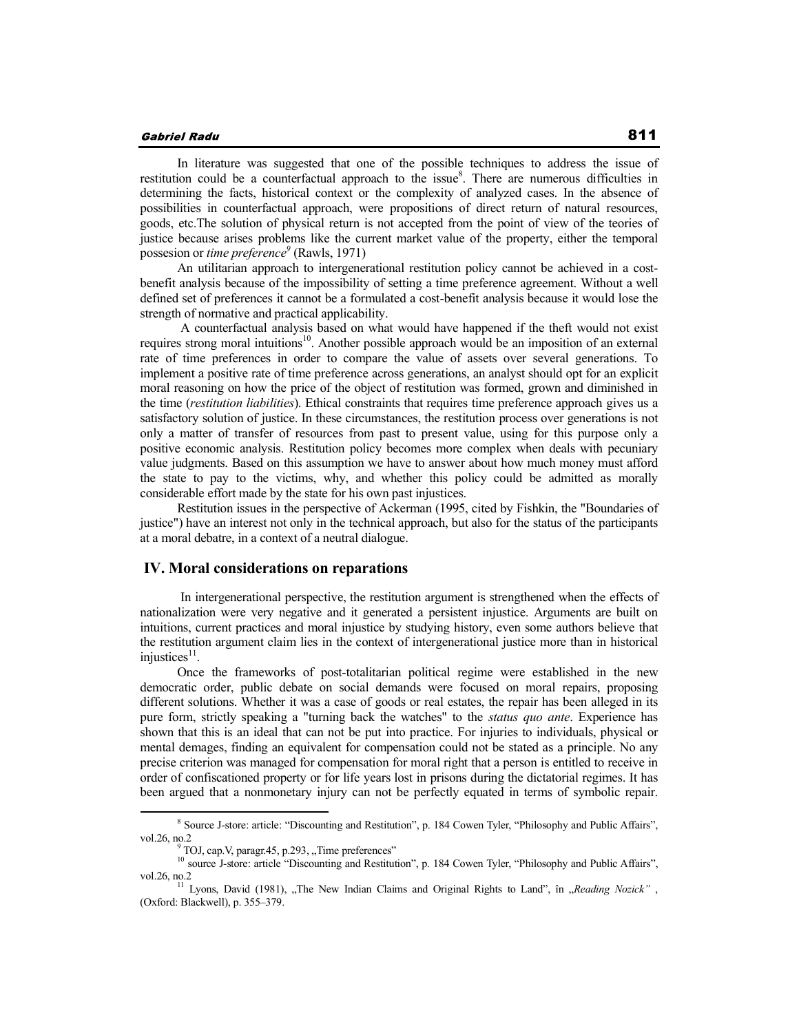In literature was suggested that one of the possible techniques to address the issue of restitution could be a counterfactual approach to the issue[8]. There are numerous difficulties in determining the facts, historical context or the complexity of analyzed cases. In the absence of possibilities in counterfactual approach, were propositions of direct return of natural resources, goods, etc.The solution of physical return is not accepted from the point of view of the teories of justice because arises problems like the current market value of the property, either the temporal possesion or *time preference*[9] (Rawls, 1971)

An utilitarian approach to intergenerational restitution policy cannot be achieved in a cost-benefit analysis because of the impossibility of setting a time preference agreement. Without a well defined set of preferences it cannot be a formulated a cost-benefit analysis because it would lose the strength of normative and practical applicability.

A counterfactual analysis based on what would have happened if the theft would not exist requires strong moral intuitions[10]. Another possible approach would be an imposition of an external rate of time preferences in order to compare the value of assets over several generations. To implement a positive rate of time preference across generations, an analyst should opt for an explicit moral reasoning on how the price of the object of restitution was formed, grown and diminished in the time (*restitution liabilities*). Ethical constraints that requires time preference approach gives us a satisfactory solution of justice. In these circumstances, the restitution process over generations is not only a matter of transfer of resources from past to present value, using for this purpose only a positive economic analysis. Restitution policy becomes more complex when deals with pecuniary value judgments. Based on this assumption we have to answer about how much money must afford the state to pay to the victims, why, and whether this policy could be admitted as morally considerable effort made by the state for his own past injustices.

Restitution issues in the perspective of Ackerman (1995, cited by Fishkin, the "Boundaries of justice") have an interest not only in the technical approach, but also for the status of the participants at a moral debatre, in a context of a neutral dialogue.

## IV. Moral considerations on reparations

In intergenerational perspective, the restitution argument is strengthened when the effects of nationalization were very negative and it generated a persistent injustice. Arguments are built on intuitions, current practices and moral injustice by studying history, even some authors believe that the restitution argument claim lies in the context of intergenerational justice more than in historical injustices[11].

Once the frameworks of post-totalitarian political regime were established in the new democratic order, public debate on social demands were focused on moral repairs, proposing different solutions. Whether it was a case of goods or real estates, the repair has been alleged in its pure form, strictly speaking a "turning back the watches" to the *status quo ante*. Experience has shown that this is an ideal that can not be put into practice. For injuries to individuals, physical or mental demages, finding an equivalent for compensation could not be stated as a principle. No any precise criterion was managed for compensation for moral right that a person is entitled to receive in order of confiscationed property or for life years lost in prisons during the dictatorial regimes. It has been argued that a nonmonetary injury can not be perfectly equated in terms of symbolic repair.

---

[8] Source J-store: article: "Discounting and Restitution", p. 184 Cowen Tyler, "Philosophy and Public Affairs", vol.26, no.2

[9] TOJ, cap.V, paragr.45, p.293, „Time preferences"

[10] source J-store: article "Discounting and Restitution", p. 184 Cowen Tyler, "Philosophy and Public Affairs", vol.26, no.2

[11] Lyons, David (1981), „The New Indian Claims and Original Rights to Land", în „*Reading Nozick"* , (Oxford: Blackwell), p. 355–379.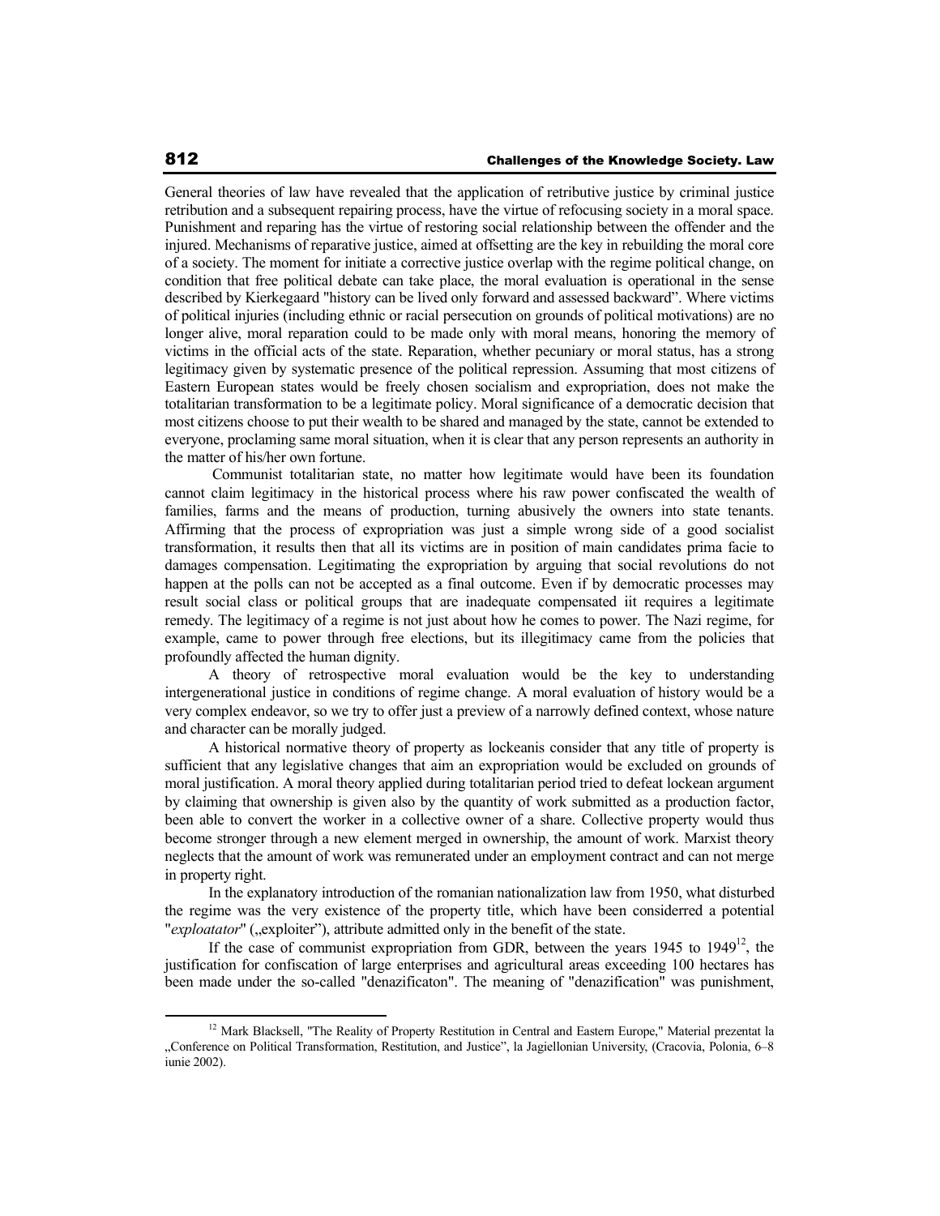General theories of law have revealed that the application of retributive justice by criminal justice retribution and a subsequent repairing process, have the virtue of refocusing society in a moral space. Punishment and reparing has the virtue of restoring social relationship between the offender and the injured. Mechanisms of reparative justice, aimed at offsetting are the key in rebuilding the moral core of a society. The moment for initiate a corrective justice overlap with the regime political change, on condition that free political debate can take place, the moral evaluation is operational in the sense described by Kierkegaard "history can be lived only forward and assessed backward". Where victims of political injuries (including ethnic or racial persecution on grounds of political motivations) are no longer alive, moral reparation could to be made only with moral means, honoring the memory of victims in the official acts of the state. Reparation, whether pecuniary or moral status, has a strong legitimacy given by systematic presence of the political repression. Assuming that most citizens of Eastern European states would be freely chosen socialism and expropriation, does not make the totalitarian transformation to be a legitimate policy. Moral significance of a democratic decision that most citizens choose to put their wealth to be shared and managed by the state, cannot be extended to everyone, proclaming same moral situation, when it is clear that any person represents an authority in the matter of his/her own fortune.

Communist totalitarian state, no matter how legitimate would have been its foundation cannot claim legitimacy in the historical process where his raw power confiscated the wealth of families, farms and the means of production, turning abusively the owners into state tenants. Affirming that the process of expropriation was just a simple wrong side of a good socialist transformation, it results then that all its victims are in position of main candidates prima facie to damages compensation. Legitimating the expropriation by arguing that social revolutions do not happen at the polls can not be accepted as a final outcome. Even if by democratic processes may result social class or political groups that are inadequate compensated iit requires a legitimate remedy. The legitimacy of a regime is not just about how he comes to power. The Nazi regime, for example, came to power through free elections, but its illegitimacy came from the policies that profoundly affected the human dignity.

A theory of retrospective moral evaluation would be the key to understanding intergenerational justice in conditions of regime change. A moral evaluation of history would be a very complex endeavor, so we try to offer just a preview of a narrowly defined context, whose nature and character can be morally judged.

A historical normative theory of property as lockeanis consider that any title of property is sufficient that any legislative changes that aim an expropriation would be excluded on grounds of moral justification. A moral theory applied during totalitarian period tried to defeat lockean argument by claiming that ownership is given also by the quantity of work submitted as a production factor, been able to convert the worker in a collective owner of a share. Collective property would thus become stronger through a new element merged in ownership, the amount of work. Marxist theory neglects that the amount of work was remunerated under an employment contract and can not merge in property right.

In the explanatory introduction of the romanian nationalization law from 1950, what disturbed the regime was the very existence of the property title, which have been considerred a potential "*exploatator*" („exploiter"), attribute admitted only in the benefit of the state.

If the case of communist expropriation from GDR, between the years 1945 to 1949[12], the justification for confiscation of large enterprises and agricultural areas exceeding 100 hectares has been made under the so-called "denazificaton". The meaning of "denazification" was punishment,

---

[12] Mark Blacksell, "The Reality of Property Restitution in Central and Eastern Europe," Material prezentat la „Conference on Political Transformation, Restitution, and Justice", la Jagiellonian University, (Cracovia, Polonia, 6–8 iunie 2002).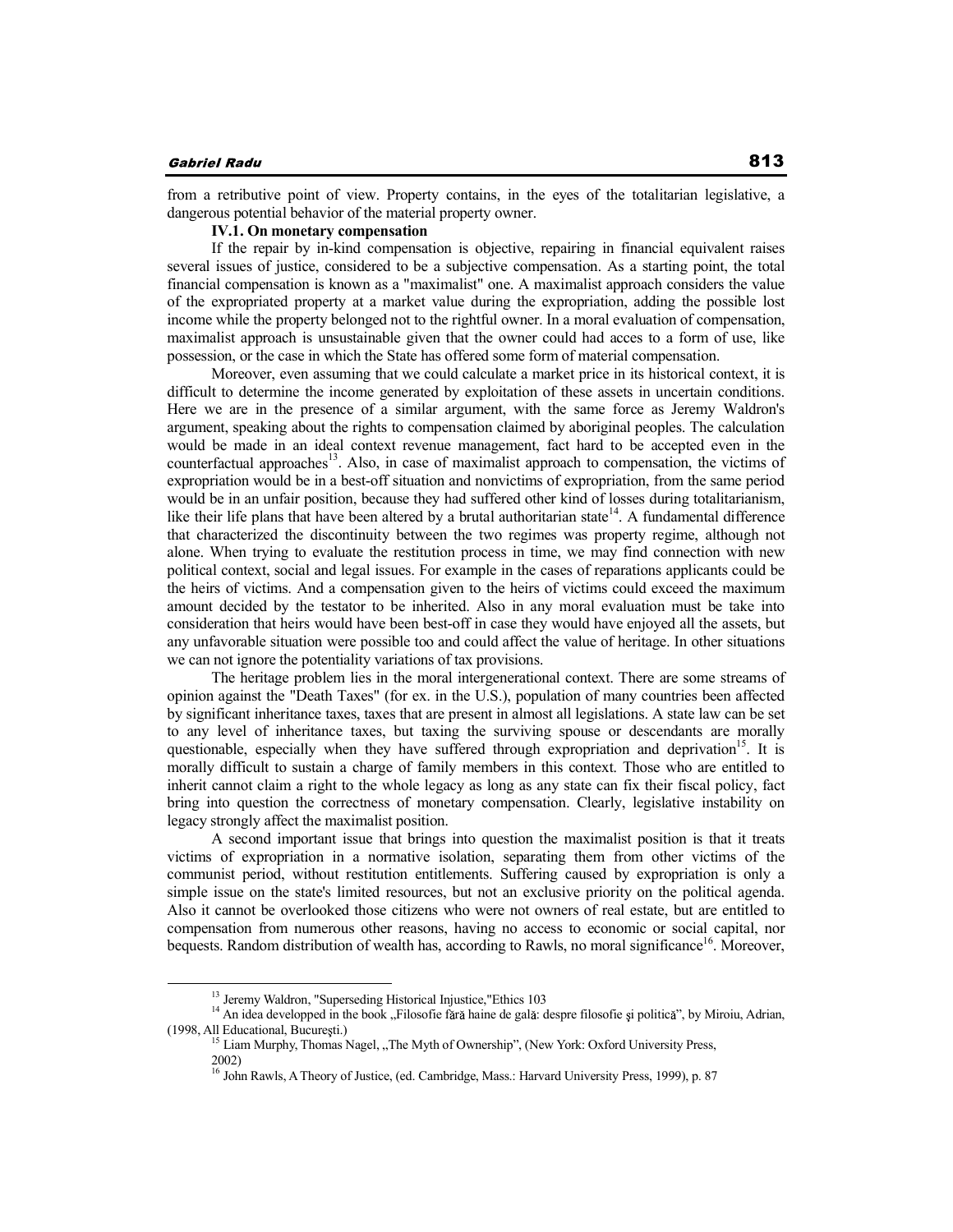from a retributive point of view. Property contains, in the eyes of the totalitarian legislative, a dangerous potential behavior of the material property owner.

**IV.1. On monetary compensation**

If the repair by in-kind compensation is objective, repairing in financial equivalent raises several issues of justice, considered to be a subjective compensation. As a starting point, the total financial compensation is known as a "maximalist" one. A maximalist approach considers the value of the expropriated property at a market value during the expropriation, adding the possible lost income while the property belonged not to the rightful owner. In a moral evaluation of compensation, maximalist approach is unsustainable given that the owner could had acces to a form of use, like possession, or the case in which the State has offered some form of material compensation.

Moreover, even assuming that we could calculate a market price in its historical context, it is difficult to determine the income generated by exploitation of these assets in uncertain conditions. Here we are in the presence of a similar argument, with the same force as Jeremy Waldron's argument, speaking about the rights to compensation claimed by aboriginal peoples. The calculation would be made in an ideal context revenue management, fact hard to be accepted even in the counterfactual approaches[13]. Also, in case of maximalist approach to compensation, the victims of expropriation would be in a best-off situation and nonvictims of expropriation, from the same period would be in an unfair position, because they had suffered other kind of losses during totalitarianism, like their life plans that have been altered by a brutal authoritarian state[14]. A fundamental difference that characterized the discontinuity between the two regimes was property regime, although not alone. When trying to evaluate the restitution process in time, we may find connection with new political context, social and legal issues. For example in the cases of reparations applicants could be the heirs of victims. And a compensation given to the heirs of victims could exceed the maximum amount decided by the testator to be inherited. Also in any moral evaluation must be take into consideration that heirs would have been best-off in case they would have enjoyed all the assets, but any unfavorable situation were possible too and could affect the value of heritage. In other situations we can not ignore the potentiality variations of tax provisions.

The heritage problem lies in the moral intergenerational context. There are some streams of opinion against the "Death Taxes" (for ex. in the U.S.), population of many countries been affected by significant inheritance taxes, taxes that are present in almost all legislations. A state law can be set to any level of inheritance taxes, but taxing the surviving spouse or descendants are morally questionable, especially when they have suffered through expropriation and deprivation[15]. It is morally difficult to sustain a charge of family members in this context. Those who are entitled to inherit cannot claim a right to the whole legacy as long as any state can fix their fiscal policy, fact bring into question the correctness of monetary compensation. Clearly, legislative instability on legacy strongly affect the maximalist position.

A second important issue that brings into question the maximalist position is that it treats victims of expropriation in a normative isolation, separating them from other victims of the communist period, without restitution entitlements. Suffering caused by expropriation is only a simple issue on the state's limited resources, but not an exclusive priority on the political agenda. Also it cannot be overlooked those citizens who were not owners of real estate, but are entitled to compensation from numerous other reasons, having no access to economic or social capital, nor bequests. Random distribution of wealth has, according to Rawls, no moral significance[16]. Moreover,

---

[13] Jeremy Waldron, "Superseding Historical Injustice,"Ethics 103

[14] An idea developped in the book „Filosofie fără haine de gală: despre filosofie şi politică", by Miroiu, Adrian, (1998, All Educational, Bucureşti.)

[15] Liam Murphy, Thomas Nagel, „The Myth of Ownership", (New York: Oxford University Press, 2002)

[16] John Rawls, A Theory of Justice, (ed. Cambridge, Mass.: Harvard University Press, 1999), p. 87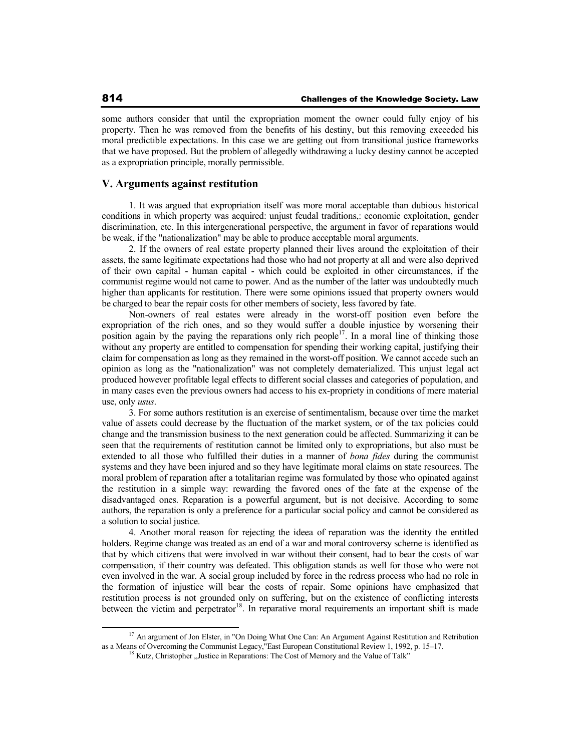some authors consider that until the expropriation moment the owner could fully enjoy of his property. Then he was removed from the benefits of his destiny, but this removing exceeded his moral predictible expectations. In this case we are getting out from transitional justice frameworks that we have proposed. But the problem of allegedly withdrawing a lucky destiny cannot be accepted as a expropriation principle, morally permissible.

## V. Arguments against restitution

1. It was argued that expropriation itself was more moral acceptable than dubious historical conditions in which property was acquired: unjust feudal traditions,: economic exploitation, gender discrimination, etc. In this intergenerational perspective, the argument in favor of reparations would be weak, if the "nationalization" may be able to produce acceptable moral arguments.

2. If the owners of real estate property planned their lives around the exploitation of their assets, the same legitimate expectations had those who had not property at all and were also deprived of their own capital - human capital - which could be exploited in other circumstances, if the communist regime would not came to power. And as the number of the latter was undoubtedly much higher than applicants for restitution. There were some opinions issued that property owners would be charged to bear the repair costs for other members of society, less favored by fate.

Non-owners of real estates were already in the worst-off position even before the expropriation of the rich ones, and so they would suffer a double injustice by worsening their position again by the paying the reparations only rich people[17]. In a moral line of thinking those without any property are entitled to compensation for spending their working capital, justifying their claim for compensation as long as they remained in the worst-off position. We cannot accede such an opinion as long as the "nationalization" was not completely dematerialized. This unjust legal act produced however profitable legal effects to different social classes and categories of population, and in many cases even the previous owners had access to his ex-propriety in conditions of mere material use, only *usus*.

3. For some authors restitution is an exercise of sentimentalism, because over time the market value of assets could decrease by the fluctuation of the market system, or of the tax policies could change and the transmission business to the next generation could be affected. Summarizing it can be seen that the requirements of restitution cannot be limited only to expropriations, but also must be extended to all those who fulfilled their duties in a manner of *bona fides* during the communist systems and they have been injured and so they have legitimate moral claims on state resources. The moral problem of reparation after a totalitarian regime was formulated by those who opinated against the restitution in a simple way: rewarding the favored ones of the fate at the expense of the disadvantaged ones. Reparation is a powerful argument, but is not decisive. According to some authors, the reparation is only a preference for a particular social policy and cannot be considered as a solution to social justice.

4. Another moral reason for rejecting the ideea of reparation was the identity the entitled holders. Regime change was treated as an end of a war and moral controversy scheme is identified as that by which citizens that were involved in war without their consent, had to bear the costs of war compensation, if their country was defeated. This obligation stands as well for those who were not even involved in the war. A social group included by force in the redress process who had no role in the formation of injustice will bear the costs of repair. Some opinions have emphasized that restitution process is not grounded only on suffering, but on the existence of conflicting interests between the victim and perpetrator[18]. In reparative moral requirements an important shift is made

---

[17] An argument of Jon Elster, in "On Doing What One Can: An Argument Against Restitution and Retribution as a Means of Overcoming the Communist Legacy,"East European Constitutional Review 1, 1992, p. 15–17.

[18] Kutz, Christopher „Justice in Reparations: The Cost of Memory and the Value of Talk"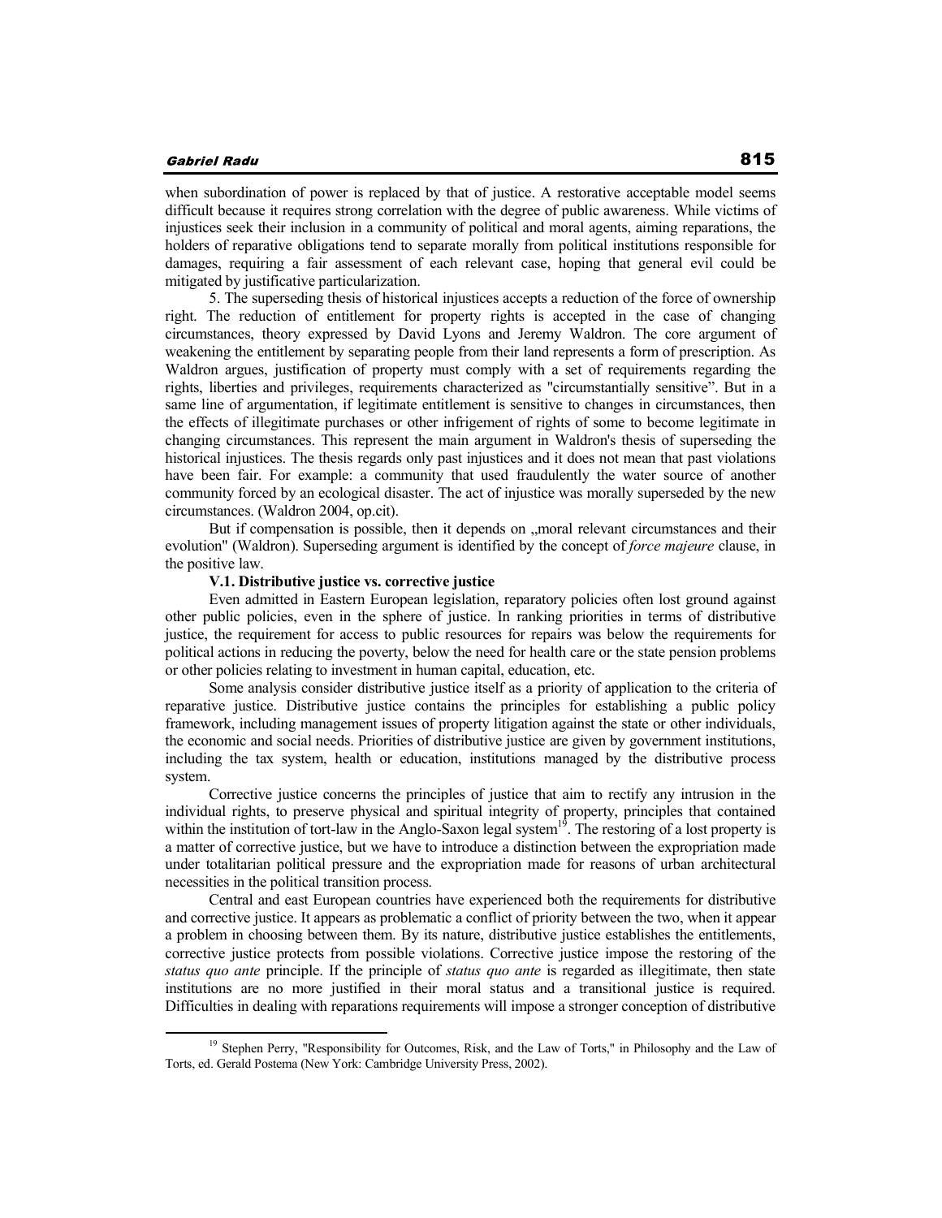when subordination of power is replaced by that of justice. A restorative acceptable model seems difficult because it requires strong correlation with the degree of public awareness. While victims of injustices seek their inclusion in a community of political and moral agents, aiming reparations, the holders of reparative obligations tend to separate morally from political institutions responsible for damages, requiring a fair assessment of each relevant case, hoping that general evil could be mitigated by justificative particularization.

5. The superseding thesis of historical injustices accepts a reduction of the force of ownership right. The reduction of entitlement for property rights is accepted in the case of changing circumstances, theory expressed by David Lyons and Jeremy Waldron. The core argument of weakening the entitlement by separating people from their land represents a form of prescription. As Waldron argues, justification of property must comply with a set of requirements regarding the rights, liberties and privileges, requirements characterized as "circumstantially sensitive". But in a same line of argumentation, if legitimate entitlement is sensitive to changes in circumstances, then the effects of illegitimate purchases or other infrigement of rights of some to become legitimate in changing circumstances. This represent the main argument in Waldron's thesis of superseding the historical injustices. The thesis regards only past injustices and it does not mean that past violations have been fair. For example: a community that used fraudulently the water source of another community forced by an ecological disaster. The act of injustice was morally superseded by the new circumstances. (Waldron 2004, op.cit).

But if compensation is possible, then it depends on „moral relevant circumstances and their evolution" (Waldron). Superseding argument is identified by the concept of *force majeure* clause, in the positive law.

**V.1. Distributive justice vs. corrective justice**

Even admitted in Eastern European legislation, reparatory policies often lost ground against other public policies, even in the sphere of justice. In ranking priorities in terms of distributive justice, the requirement for access to public resources for repairs was below the requirements for political actions in reducing the poverty, below the need for health care or the state pension problems or other policies relating to investment in human capital, education, etc.

Some analysis consider distributive justice itself as a priority of application to the criteria of reparative justice. Distributive justice contains the principles for establishing a public policy framework, including management issues of property litigation against the state or other individuals, the economic and social needs. Priorities of distributive justice are given by government institutions, including the tax system, health or education, institutions managed by the distributive process system.

Corrective justice concerns the principles of justice that aim to rectify any intrusion in the individual rights, to preserve physical and spiritual integrity of property, principles that contained within the institution of tort-law in the Anglo-Saxon legal system[19]. The restoring of a lost property is a matter of corrective justice, but we have to introduce a distinction between the expropriation made under totalitarian political pressure and the expropriation made for reasons of urban architectural necessities in the political transition process.

Central and east European countries have experienced both the requirements for distributive and corrective justice. It appears as problematic a conflict of priority between the two, when it appear a problem in choosing between them. By its nature, distributive justice establishes the entitlements, corrective justice protects from possible violations. Corrective justice impose the restoring of the *status quo ante* principle. If the principle of *status quo ante* is regarded as illegitimate, then state institutions are no more justified in their moral status and a transitional justice is required. Difficulties in dealing with reparations requirements will impose a stronger conception of distributive

[19] Stephen Perry, "Responsibility for Outcomes, Risk, and the Law of Torts," in Philosophy and the Law of Torts, ed. Gerald Postema (New York: Cambridge University Press, 2002).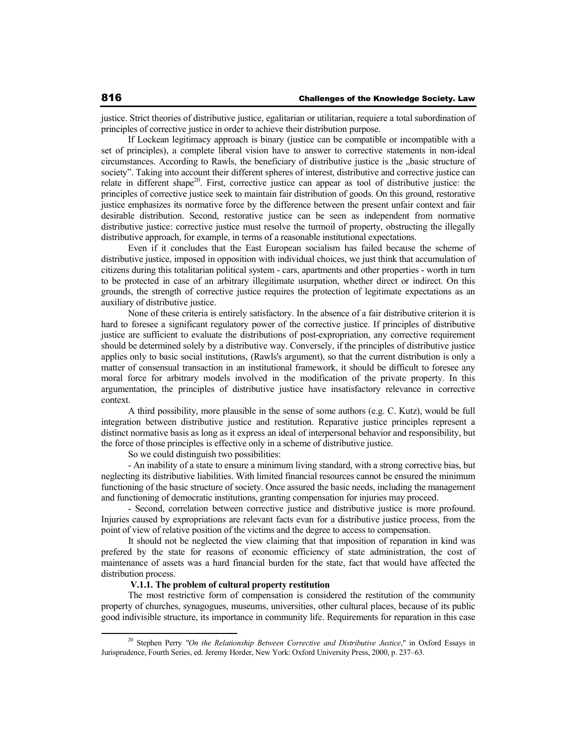justice. Strict theories of distributive justice, egalitarian or utilitarian, requiere a total subordination of principles of corrective justice in order to achieve their distribution purpose.

If Lockean legitimacy approach is binary (justice can be compatible or incompatible with a set of principles), a complete liberal vision have to answer to corrective statements in non-ideal circumstances. According to Rawls, the beneficiary of distributive justice is the „basic structure of society". Taking into account their different spheres of interest, distributive and corrective justice can relate in different shape[20]. First, corrective justice can appear as tool of distributive justice: the principles of corrective justice seek to maintain fair distribution of goods. On this ground, restorative justice emphasizes its normative force by the difference between the present unfair context and fair desirable distribution. Second, restorative justice can be seen as independent from normative distributive justice: corrective justice must resolve the turmoil of property, obstructing the illegally distributive approach, for example, in terms of a reasonable institutional expectations.

Even if it concludes that the East European socialism has failed because the scheme of distributive justice, imposed in opposition with individual choices, we just think that accumulation of citizens during this totalitarian political system - cars, apartments and other properties - worth in turn to be protected in case of an arbitrary illegitimate usurpation, whether direct or indirect. On this grounds, the strength of corrective justice requires the protection of legitimate expectations as an auxiliary of distributive justice.

None of these criteria is entirely satisfactory. In the absence of a fair distributive criterion it is hard to foresee a significant regulatory power of the corrective justice. If principles of distributive justice are sufficient to evaluate the distributions of post-expropriation, any corrective requirement should be determined solely by a distributive way. Conversely, if the principles of distributive justice applies only to basic social institutions, (Rawls's argument), so that the current distribution is only a matter of consensual transaction in an institutional framework, it should be difficult to foresee any moral force for arbitrary models involved in the modification of the private property. In this argumentation, the principles of distributive justice have insatisfactory relevance in corrective context.

A third possibility, more plausible in the sense of some authors (e.g. C. Kutz), would be full integration between distributive justice and restitution. Reparative justice principles represent a distinct normative basis as long as it express an ideal of interpersonal behavior and responsibility, but the force of those principles is effective only in a scheme of distributive justice.

So we could distinguish two possibilities:

- An inability of a state to ensure a minimum living standard, with a strong corrective bias, but neglecting its distributive liabilities. With limited financial resources cannot be ensured the minimum functioning of the basic structure of society. Once assured the basic needs, including the management and functioning of democratic institutions, granting compensation for injuries may proceed.

- Second, correlation between corrective justice and distributive justice is more profound. Injuries caused by expropriations are relevant facts evan for a distributive justice process, from the point of view of relative position of the victims and the degree to access to compensation.

It should not be neglected the view claiming that that imposition of reparation in kind was prefered by the state for reasons of economic efficiency of state administration, the cost of maintenance of assets was a hard financial burden for the state, fact that would have affected the distribution process.

### V.1.1. The problem of cultural property restitution

The most restrictive form of compensation is considered the restitution of the community property of churches, synagogues, museums, universities, other cultural places, because of its public good indivisible structure, its importance in community life. Requirements for reparation in this case

[20] Stephen Perry *"On the Relationship Between Corrective and Distributive Justice*," in Oxford Essays in Jurisprudence, Fourth Series, ed. Jeremy Horder, New York: Oxford University Press, 2000, p. 237–63.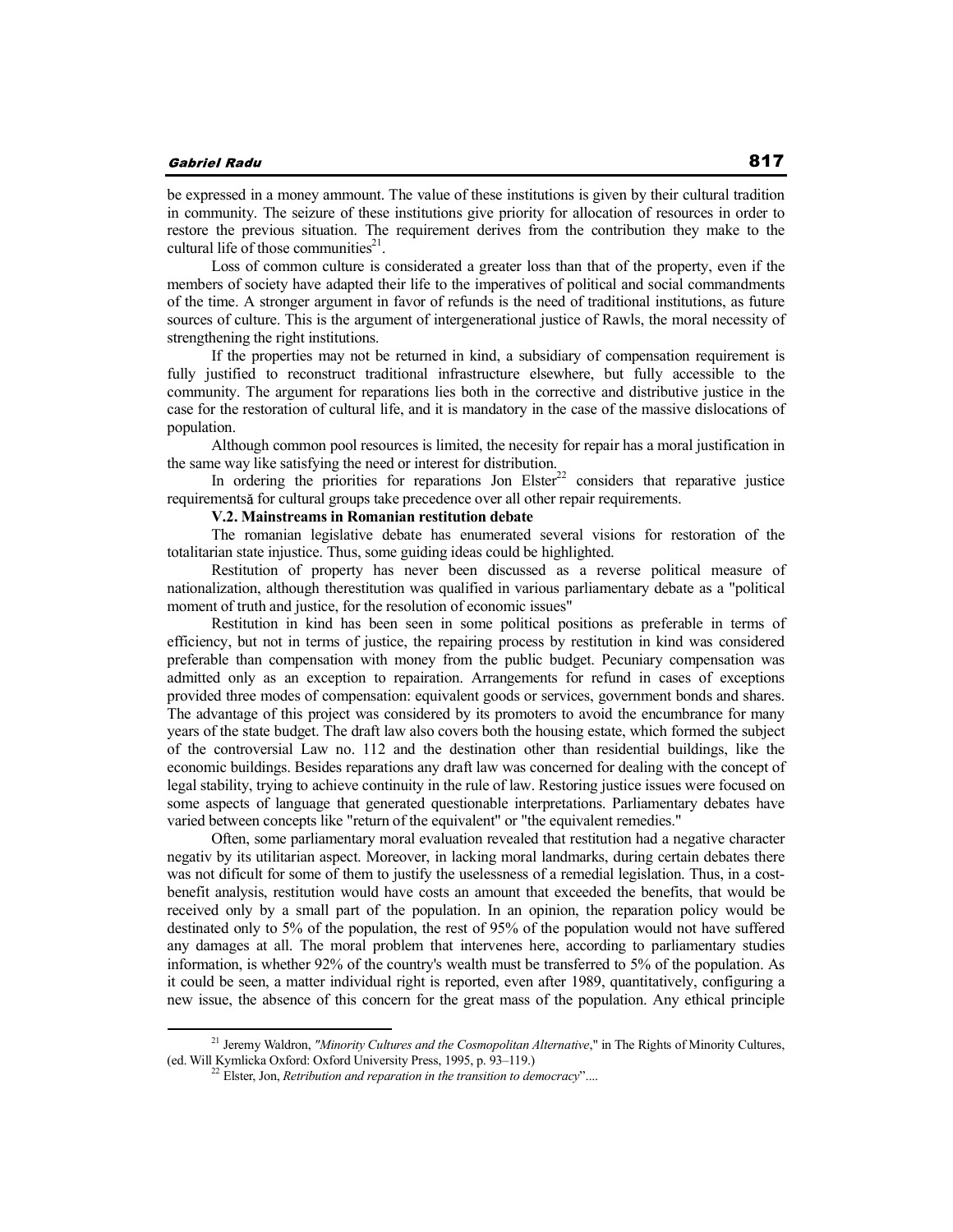be expressed in a money ammount. The value of these institutions is given by their cultural tradition in community. The seizure of these institutions give priority for allocation of resources in order to restore the previous situation. The requirement derives from the contribution they make to the cultural life of those communities[21].

Loss of common culture is considerated a greater loss than that of the property, even if the members of society have adapted their life to the imperatives of political and social commandments of the time. A stronger argument in favor of refunds is the need of traditional institutions, as future sources of culture. This is the argument of intergenerational justice of Rawls, the moral necessity of strengthening the right institutions.

If the properties may not be returned in kind, a subsidiary of compensation requirement is fully justified to reconstruct traditional infrastructure elsewhere, but fully accessible to the community. The argument for reparations lies both in the corrective and distributive justice in the case for the restoration of cultural life, and it is mandatory in the case of the massive dislocations of population.

Although common pool resources is limited, the necesity for repair has a moral justification in the same way like satisfying the need or interest for distribution.

In ordering the priorities for reparations Jon Elster[22] considers that reparative justice requirementsă for cultural groups take precedence over all other repair requirements.

**V.2. Mainstreams in Romanian restitution debate**

The romanian legislative debate has enumerated several visions for restoration of the totalitarian state injustice. Thus, some guiding ideas could be highlighted.

Restitution of property has never been discussed as a reverse political measure of nationalization, although therestitution was qualified in various parliamentary debate as a "political moment of truth and justice, for the resolution of economic issues"

Restitution in kind has been seen in some political positions as preferable in terms of efficiency, but not in terms of justice, the repairing process by restitution in kind was considered preferable than compensation with money from the public budget. Pecuniary compensation was admitted only as an exception to repairation. Arrangements for refund in cases of exceptions provided three modes of compensation: equivalent goods or services, government bonds and shares. The advantage of this project was considered by its promoters to avoid the encumbrance for many years of the state budget. The draft law also covers both the housing estate, which formed the subject of the controversial Law no. 112 and the destination other than residential buildings, like the economic buildings. Besides reparations any draft law was concerned for dealing with the concept of legal stability, trying to achieve continuity in the rule of law. Restoring justice issues were focused on some aspects of language that generated questionable interpretations. Parliamentary debates have varied between concepts like "return of the equivalent" or "the equivalent remedies."

Often, some parliamentary moral evaluation revealed that restitution had a negative character negativ by its utilitarian aspect. Moreover, in lacking moral landmarks, during certain debates there was not dificult for some of them to justify the uselessness of a remedial legislation. Thus, in a cost-benefit analysis, restitution would have costs an amount that exceeded the benefits, that would be received only by a small part of the population. In an opinion, the reparation policy would be destinated only to 5% of the population, the rest of 95% of the population would not have suffered any damages at all. The moral problem that intervenes here, according to parliamentary studies information, is whether 92% of the country's wealth must be transferred to 5% of the population. As it could be seen, a matter individual right is reported, even after 1989, quantitatively, configuring a new issue, the absence of this concern for the great mass of the population. Any ethical principle

---

[21] Jeremy Waldron, *"Minority Cultures and the Cosmopolitan Alternative*," in The Rights of Minority Cultures, (ed. Will Kymlicka Oxford: Oxford University Press, 1995, p. 93–119.)

[22] Elster, Jon, *Retribution and reparation in the transition to democracy*"....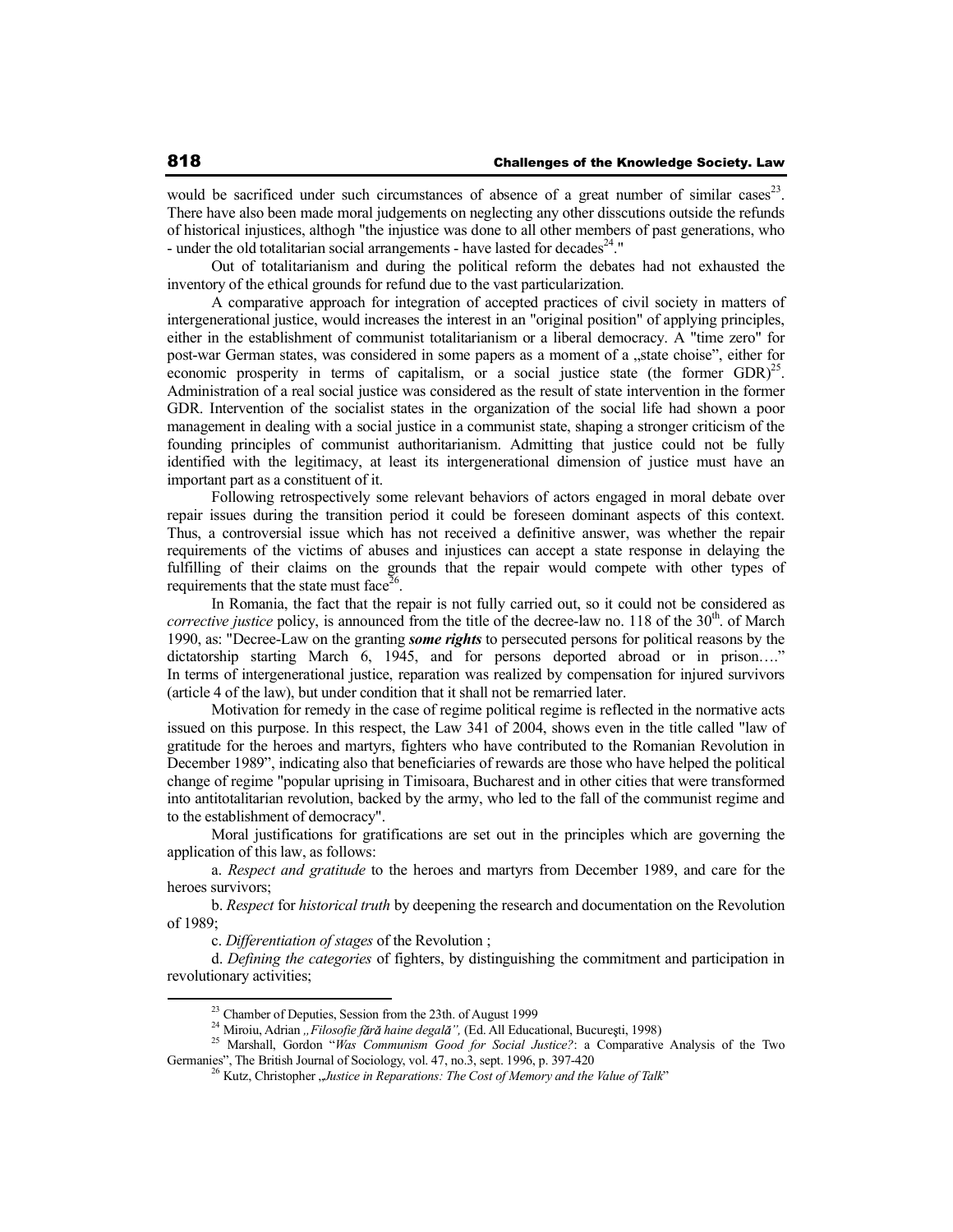would be sacrificed under such circumstances of absence of a great number of similar cases[23]. There have also been made moral judgements on neglecting any other disscutions outside the refunds of historical injustices, althogh "the injustice was done to all other members of past generations, who - under the old totalitarian social arrangements - have lasted for decades[24]."

Out of totalitarianism and during the political reform the debates had not exhausted the inventory of the ethical grounds for refund due to the vast particularization.

A comparative approach for integration of accepted practices of civil society in matters of intergenerational justice, would increases the interest in an "original position" of applying principles, either in the establishment of communist totalitarianism or a liberal democracy. A "time zero" for post-war German states, was considered in some papers as a moment of a „state choise", either for economic prosperity in terms of capitalism, or a social justice state (the former GDR)[25]. Administration of a real social justice was considered as the result of state intervention in the former GDR. Intervention of the socialist states in the organization of the social life had shown a poor management in dealing with a social justice in a communist state, shaping a stronger criticism of the founding principles of communist authoritarianism. Admitting that justice could not be fully identified with the legitimacy, at least its intergenerational dimension of justice must have an important part as a constituent of it.

Following retrospectively some relevant behaviors of actors engaged in moral debate over repair issues during the transition period it could be foreseen dominant aspects of this context. Thus, a controversial issue which has not received a definitive answer, was whether the repair requirements of the victims of abuses and injustices can accept a state response in delaying the fulfilling of their claims on the grounds that the repair would compete with other types of requirements that the state must face[26].

In Romania, the fact that the repair is not fully carried out, so it could not be considered as *corrective justice* policy, is announced from the title of the decree-law no. 118 of the 30th. of March 1990, as: "Decree-Law on the granting ***some rights*** to persecuted persons for political reasons by the dictatorship starting March 6, 1945, and for persons deported abroad or in prison…." In terms of intergenerational justice, reparation was realized by compensation for injured survivors (article 4 of the law), but under condition that it shall not be remarried later.

Motivation for remedy in the case of regime political regime is reflected in the normative acts issued on this purpose. In this respect, the Law 341 of 2004, shows even in the title called "law of gratitude for the heroes and martyrs, fighters who have contributed to the Romanian Revolution in December 1989", indicating also that beneficiaries of rewards are those who have helped the political change of regime "popular uprising in Timisoara, Bucharest and in other cities that were transformed into antitotalitarian revolution, backed by the army, who led to the fall of the communist regime and to the establishment of democracy".

Moral justifications for gratifications are set out in the principles which are governing the application of this law, as follows:

a. *Respect and gratitude* to the heroes and martyrs from December 1989, and care for the heroes survivors;

b. *Respect* for *historical truth* by deepening the research and documentation on the Revolution of 1989;

c. *Differentiation of stages* of the Revolution ;

d. *Defining the categories* of fighters, by distinguishing the commitment and participation in revolutionary activities;

---

[23] Chamber of Deputies, Session from the 23th. of August 1999

[24] Miroiu, Adrian *„Filosofie fără haine degală",* (Ed. All Educational, Bucureşti, 1998)

[25] Marshall, Gordon "*Was Communism Good for Social Justice?*: a Comparative Analysis of the Two Germanies", The British Journal of Sociology, vol. 47, no.3, sept. 1996, p. 397-420

[26] Kutz, Christopher „*Justice in Reparations: The Cost of Memory and the Value of Talk*"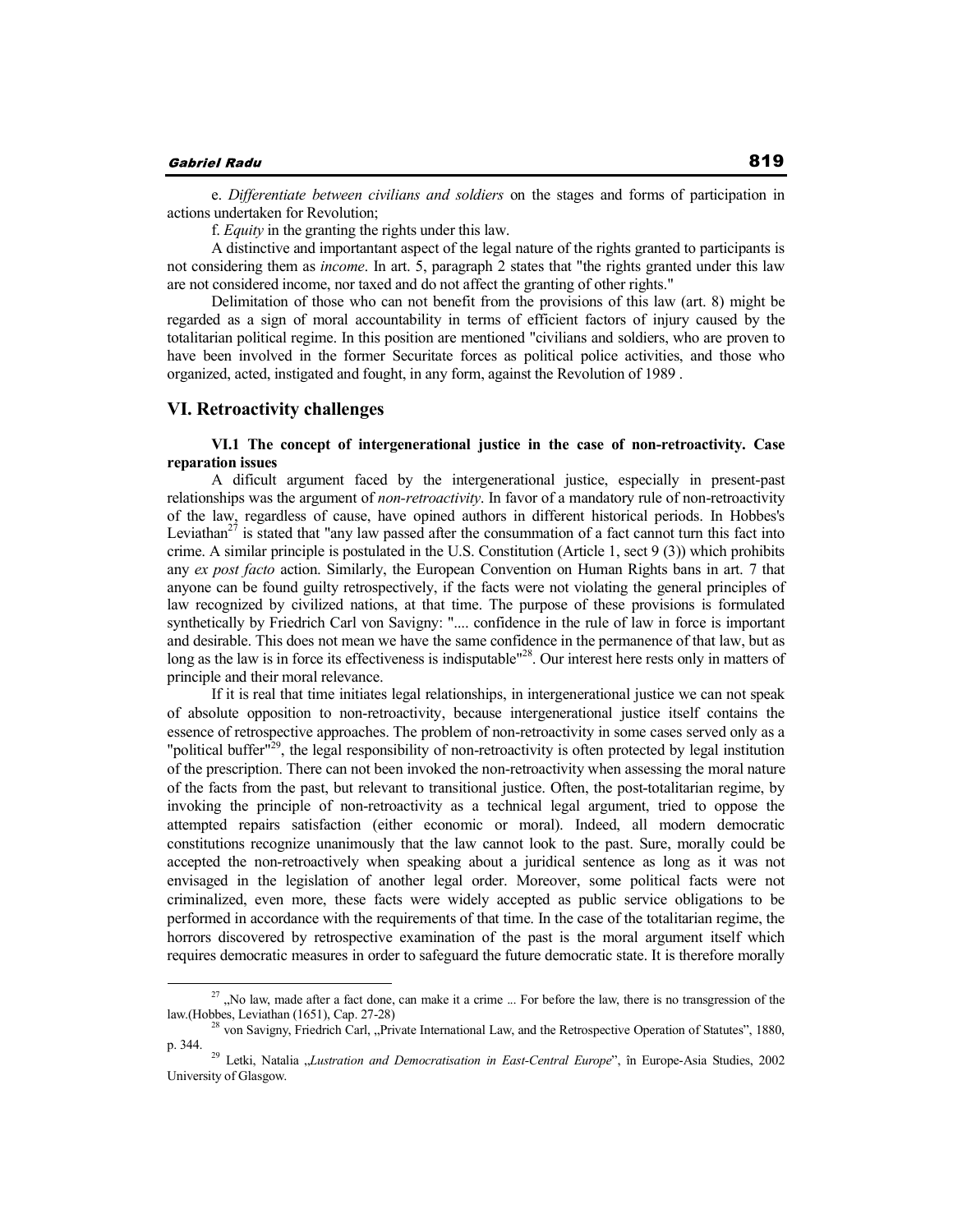e. *Differentiate between civilians and soldiers* on the stages and forms of participation in actions undertaken for Revolution;

f. *Equity* in the granting the rights under this law.

A distinctive and importantant aspect of the legal nature of the rights granted to participants is not considering them as *income*. In art. 5, paragraph 2 states that "the rights granted under this law are not considered income, nor taxed and do not affect the granting of other rights."

Delimitation of those who can not benefit from the provisions of this law (art. 8) might be regarded as a sign of moral accountability in terms of efficient factors of injury caused by the totalitarian political regime. In this position are mentioned "civilians and soldiers, who are proven to have been involved in the former Securitate forces as political police activities, and those who organized, acted, instigated and fought, in any form, against the Revolution of 1989 .

## VI. Retroactivity challenges

### VI.1 The concept of intergenerational justice in the case of non-retroactivity. Case reparation issues

A dificult argument faced by the intergenerational justice, especially in present-past relationships was the argument of *non-retroactivity*. In favor of a mandatory rule of non-retroactivity of the law, regardless of cause, have opined authors in different historical periods. In Hobbes's Leviathan[27] is stated that "any law passed after the consummation of a fact cannot turn this fact into crime. A similar principle is postulated in the U.S. Constitution (Article 1, sect 9 (3)) which prohibits any *ex post facto* action. Similarly, the European Convention on Human Rights bans in art. 7 that anyone can be found guilty retrospectively, if the facts were not violating the general principles of law recognized by civilized nations, at that time. The purpose of these provisions is formulated synthetically by Friedrich Carl von Savigny: ".... confidence in the rule of law in force is important and desirable. This does not mean we have the same confidence in the permanence of that law, but as long as the law is in force its effectiveness is indisputable"[28]. Our interest here rests only in matters of principle and their moral relevance.

If it is real that time initiates legal relationships, in intergenerational justice we can not speak of absolute opposition to non-retroactivity, because intergenerational justice itself contains the essence of retrospective approaches. The problem of non-retroactivity in some cases served only as a "political buffer"[29], the legal responsibility of non-retroactivity is often protected by legal institution of the prescription. There can not been invoked the non-retroactivity when assessing the moral nature of the facts from the past, but relevant to transitional justice. Often, the post-totalitarian regime, by invoking the principle of non-retroactivity as a technical legal argument, tried to oppose the attempted repairs satisfaction (either economic or moral). Indeed, all modern democratic constitutions recognize unanimously that the law cannot look to the past. Sure, morally could be accepted the non-retroactively when speaking about a juridical sentence as long as it was not envisaged in the legislation of another legal order. Moreover, some political facts were not criminalized, even more, these facts were widely accepted as public service obligations to be performed in accordance with the requirements of that time. In the case of the totalitarian regime, the horrors discovered by retrospective examination of the past is the moral argument itself which requires democratic measures in order to safeguard the future democratic state. It is therefore morally

---

[27] „No law, made after a fact done, can make it a crime ... For before the law, there is no transgression of the law.(Hobbes, Leviathan (1651), Cap. 27-28)

[28] von Savigny, Friedrich Carl, „Private International Law, and the Retrospective Operation of Statutes", 1880, p. 344.

[29] Letki, Natalia „*Lustration and Democratisation in East-Central Europe*", în Europe-Asia Studies, 2002 University of Glasgow.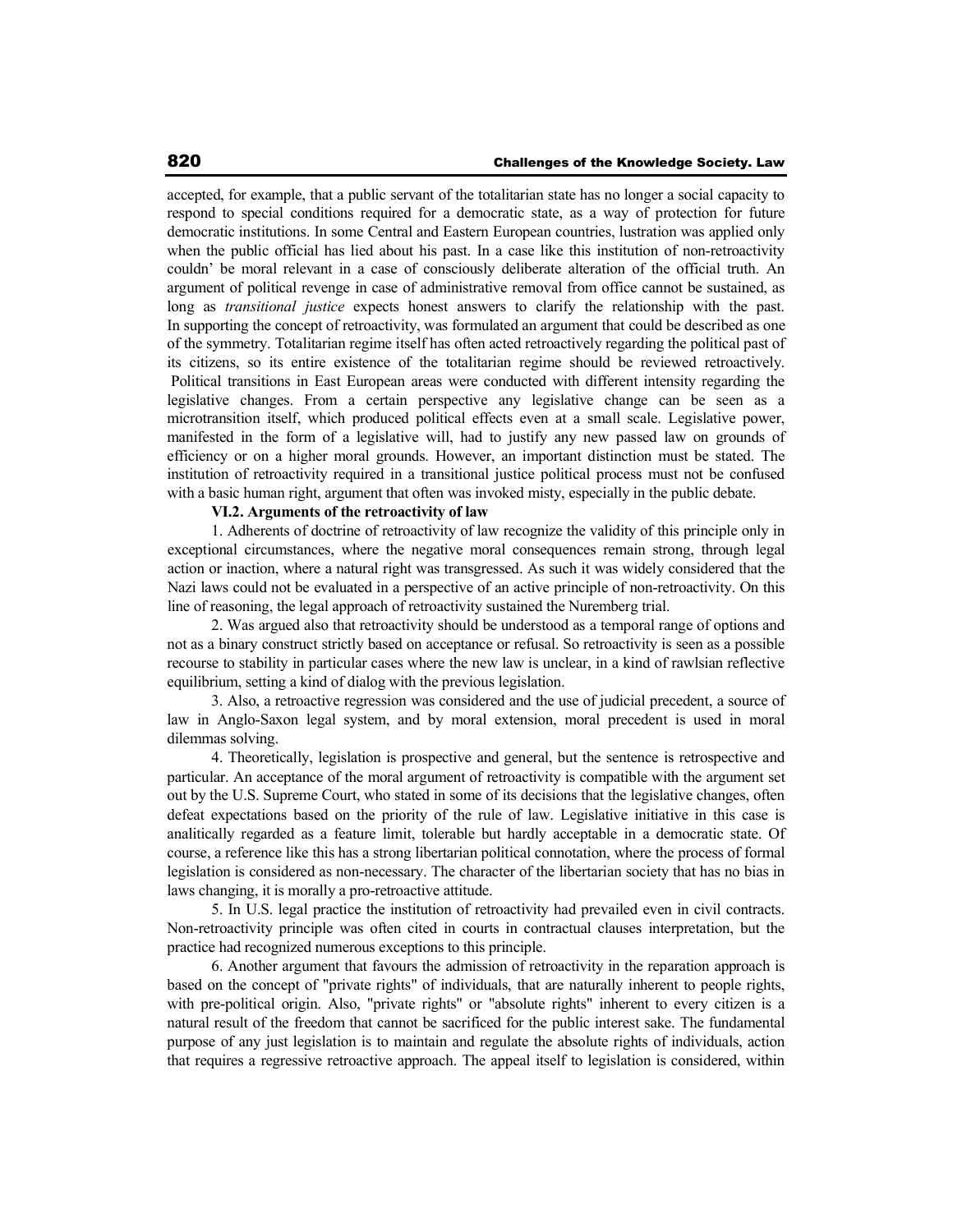accepted, for example, that a public servant of the totalitarian state has no longer a social capacity to respond to special conditions required for a democratic state, as a way of protection for future democratic institutions. In some Central and Eastern European countries, lustration was applied only when the public official has lied about his past. In a case like this institution of non-retroactivity couldn' be moral relevant in a case of consciously deliberate alteration of the official truth. An argument of political revenge in case of administrative removal from office cannot be sustained, as long as *transitional justice* expects honest answers to clarify the relationship with the past. In supporting the concept of retroactivity, was formulated an argument that could be described as one of the symmetry. Totalitarian regime itself has often acted retroactively regarding the political past of its citizens, so its entire existence of the totalitarian regime should be reviewed retroactively. Political transitions in East European areas were conducted with different intensity regarding the legislative changes. From a certain perspective any legislative change can be seen as a microtransition itself, which produced political effects even at a small scale. Legislative power, manifested in the form of a legislative will, had to justify any new passed law on grounds of efficiency or on a higher moral grounds. However, an important distinction must be stated. The institution of retroactivity required in a transitional justice political process must not be confused with a basic human right, argument that often was invoked misty, especially in the public debate.

**VI.2. Arguments of the retroactivity of law**

1. Adherents of doctrine of retroactivity of law recognize the validity of this principle only in exceptional circumstances, where the negative moral consequences remain strong, through legal action or inaction, where a natural right was transgressed. As such it was widely considered that the Nazi laws could not be evaluated in a perspective of an active principle of non-retroactivity. On this line of reasoning, the legal approach of retroactivity sustained the Nuremberg trial.

2. Was argued also that retroactivity should be understood as a temporal range of options and not as a binary construct strictly based on acceptance or refusal. So retroactivity is seen as a possible recourse to stability in particular cases where the new law is unclear, in a kind of rawlsian reflective equilibrium, setting a kind of dialog with the previous legislation.

3. Also, a retroactive regression was considered and the use of judicial precedent, a source of law in Anglo-Saxon legal system, and by moral extension, moral precedent is used in moral dilemmas solving.

4. Theoretically, legislation is prospective and general, but the sentence is retrospective and particular. An acceptance of the moral argument of retroactivity is compatible with the argument set out by the U.S. Supreme Court, who stated in some of its decisions that the legislative changes, often defeat expectations based on the priority of the rule of law. Legislative initiative in this case is analitically regarded as a feature limit, tolerable but hardly acceptable in a democratic state. Of course, a reference like this has a strong libertarian political connotation, where the process of formal legislation is considered as non-necessary. The character of the libertarian society that has no bias in laws changing, it is morally a pro-retroactive attitude.

5. In U.S. legal practice the institution of retroactivity had prevailed even in civil contracts. Non-retroactivity principle was often cited in courts in contractual clauses interpretation, but the practice had recognized numerous exceptions to this principle.

6. Another argument that favours the admission of retroactivity in the reparation approach is based on the concept of "private rights" of individuals, that are naturally inherent to people rights, with pre-political origin. Also, "private rights" or "absolute rights" inherent to every citizen is a natural result of the freedom that cannot be sacrificed for the public interest sake. The fundamental purpose of any just legislation is to maintain and regulate the absolute rights of individuals, action that requires a regressive retroactive approach. The appeal itself to legislation is considered, within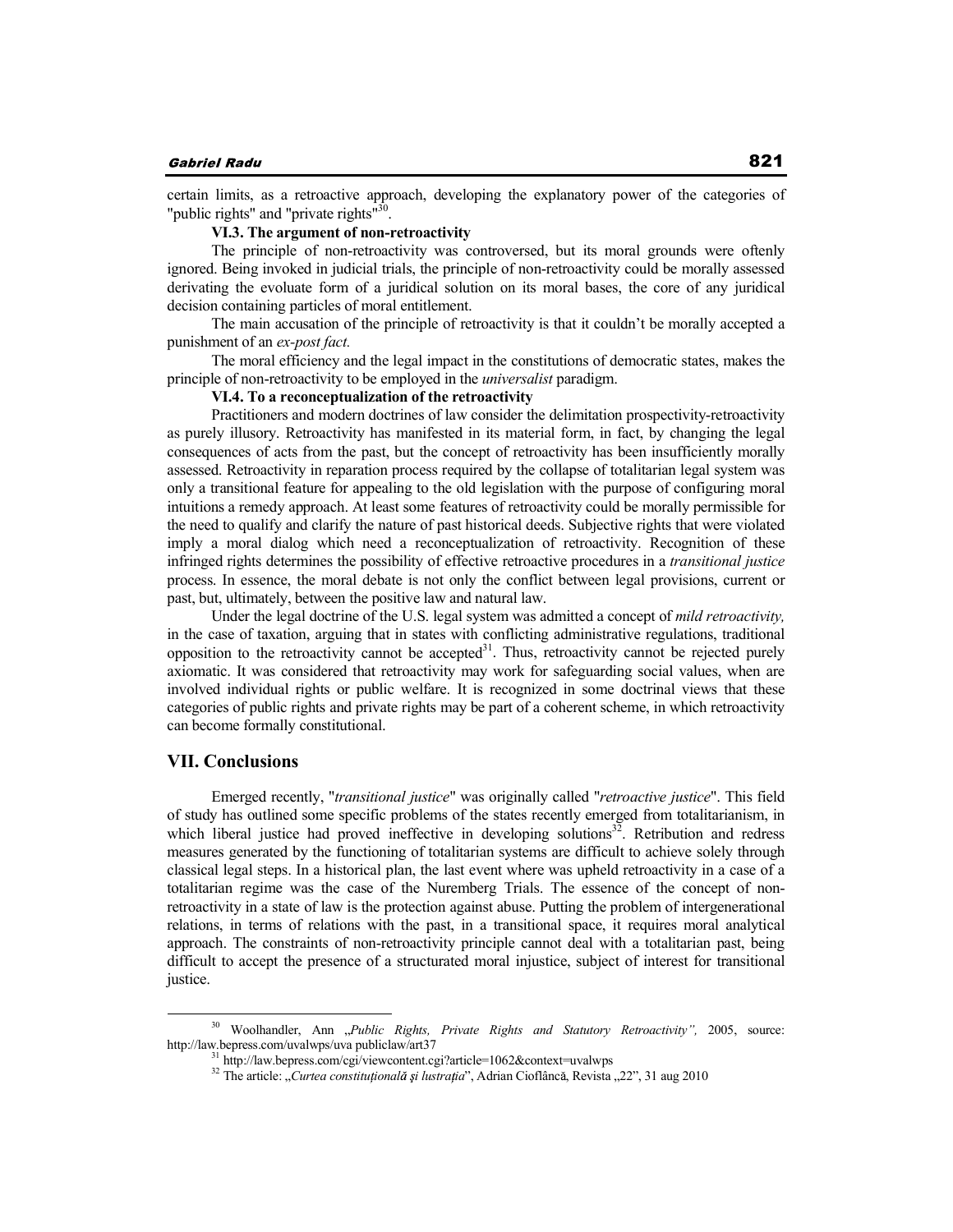certain limits, as a retroactive approach, developing the explanatory power of the categories of "public rights" and "private rights"[30].

### VI.3. The argument of non-retroactivity

The principle of non-retroactivity was controversed, but its moral grounds were oftenly ignored. Being invoked in judicial trials, the principle of non-retroactivity could be morally assessed derivating the evoluate form of a juridical solution on its moral bases, the core of any juridical decision containing particles of moral entitlement.

The main accusation of the principle of retroactivity is that it couldn't be morally accepted a punishment of an *ex-post fact.*

The moral efficiency and the legal impact in the constitutions of democratic states, makes the principle of non-retroactivity to be employed in the *universalist* paradigm.

### VI.4. To a reconceptualization of the retroactivity

Practitioners and modern doctrines of law consider the delimitation prospectivity-retroactivity as purely illusory. Retroactivity has manifested in its material form, in fact, by changing the legal consequences of acts from the past, but the concept of retroactivity has been insufficiently morally assessed. Retroactivity in reparation process required by the collapse of totalitarian legal system was only a transitional feature for appealing to the old legislation with the purpose of configuring moral intuitions a remedy approach. At least some features of retroactivity could be morally permissible for the need to qualify and clarify the nature of past historical deeds. Subjective rights that were violated imply a moral dialog which need a reconceptualization of retroactivity. Recognition of these infringed rights determines the possibility of effective retroactive procedures in a *transitional justice* process. In essence, the moral debate is not only the conflict between legal provisions, current or past, but, ultimately, between the positive law and natural law.

Under the legal doctrine of the U.S. legal system was admitted a concept of *mild retroactivity,* in the case of taxation, arguing that in states with conflicting administrative regulations, traditional opposition to the retroactivity cannot be accepted[31]. Thus, retroactivity cannot be rejected purely axiomatic. It was considered that retroactivity may work for safeguarding social values, when are involved individual rights or public welfare. It is recognized in some doctrinal views that these categories of public rights and private rights may be part of a coherent scheme, in which retroactivity can become formally constitutional.

## VII. Conclusions

Emerged recently, "*transitional justice*" was originally called "*retroactive justice*". This field of study has outlined some specific problems of the states recently emerged from totalitarianism, in which liberal justice had proved ineffective in developing solutions[32]. Retribution and redress measures generated by the functioning of totalitarian systems are difficult to achieve solely through classical legal steps. In a historical plan, the last event where was upheld retroactivity in a case of a totalitarian regime was the case of the Nuremberg Trials. The essence of the concept of non-retroactivity in a state of law is the protection against abuse. Putting the problem of intergenerational relations, in terms of relations with the past, in a transitional space, it requires moral analytical approach. The constraints of non-retroactivity principle cannot deal with a totalitarian past, being difficult to accept the presence of a structurated moral injustice, subject of interest for transitional justice.

---

[30] Woolhandler, Ann „*Public Rights, Private Rights and Statutory Retroactivity",* 2005, source: http://law.bepress.com/uvalwps/uva publiclaw/art37

[31] http://law.bepress.com/cgi/viewcontent.cgi?article=1062&context=uvalwps

[32] The article: „*Curtea constituțională și lustrația*", Adrian Cioflâncă, Revista „22", 31 aug 2010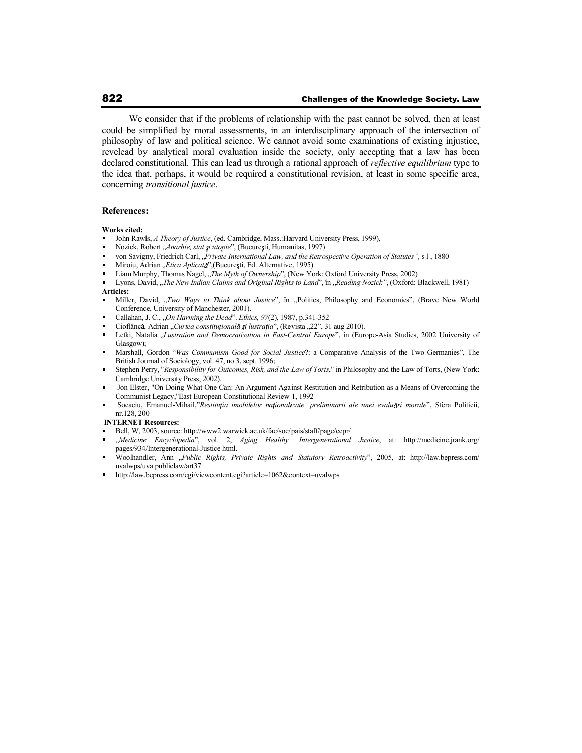We consider that if the problems of relationship with the past cannot be solved, then at least could be simplified by moral assessments, in an interdisciplinary approach of the intersection of philosophy of law and political science. We cannot avoid some examinations of existing injustice, revelead by analytical moral evaluation inside the society, only accepting that a law has been declared constitutional. This can lead us through a rational approach of *reflective equilibrium* type to the idea that, perhaps, it would be required a constitutional revision, at least in some specific area, concerning *transitional justice*.

## References:

**Works cited:**

- John Rawls, *A Theory of Justice*, (ed. Cambridge, Mass.:Harvard University Press, 1999),
- Nozick, Robert „*Anarhie, stat şi utopie*", (Bucureşti, Humanitas, 1997)
- von Savigny, Friedrich Carl, „*Private International Law, and the Retrospective Operation of Statutes",* s l , 1880
- Miroiu, Adrian „*Etica Aplicată*",(Bucureşti, Ed. Alternative, 1995)
- Liam Murphy, Thomas Nagel, „*The Myth of Ownership*", (New York: Oxford University Press, 2002)
- Lyons, David, „*The New Indian Claims and Original Rights to Land*", în „*Reading Nozick"*, (Oxford: Blackwell, 1981)

**Articles:**

- Miller, David, „*Two Ways to Think about Justice*", în „Politics, Philosophy and Economics", (Brave New World Conference, University of Manchester, 2001).
- Callahan, J. C., „*On Harming the Dead*". *Ethics, 97*(2), 1987, p.341-352
- Cioflâncă, Adrian „*Curtea constituţională şi lustraţia*", (Revista „22", 31 aug 2010).
- Letki, Natalia „*Lustration and Democratisation in East-Central Europe*", în (Europe-Asia Studies, 2002 University of Glasgow);
- Marshall, Gordon "*Was Communism Good for Social Justice*?: a Comparative Analysis of the Two Germanies", The British Journal of Sociology, vol. 47, no.3, sept. 1996;
- Stephen Perry, "*Responsibility for Outcomes, Risk, and the Law of Torts*," in Philosophy and the Law of Torts, (New York: Cambridge University Press, 2002).
- Jon Elster, "On Doing What One Can: An Argument Against Restitution and Retribution as a Means of Overcoming the Communist Legacy,"East European Constitutional Review 1, 1992
- Socaciu, Emanuel-Mihail,"*Restituţia imobilelor naţionalizate preliminarii ale unei evaluări morale*", Sfera Politicii, nr.128, 200

**INTERNET Resources:**

- Bell, W, 2003, source: http://www2.warwick.ac.uk/fac/soc/pais/staff/page/ecpr/
- „*Medicine Encyclopedia*", vol. 2, *Aging Healthy Intergenerational Justice*, at: http://medicine.jrank.org/pages/934/Intergenerational-Justice html.
- Woolhandler, Ann „*Public Rights, Private Rights and Statutory Retroactivity*", 2005, at: http://law.bepress.com/uvalwps/uva publiclaw/art37
- http://law.bepress.com/cgi/viewcontent.cgi?article=1062&context=uvalwps